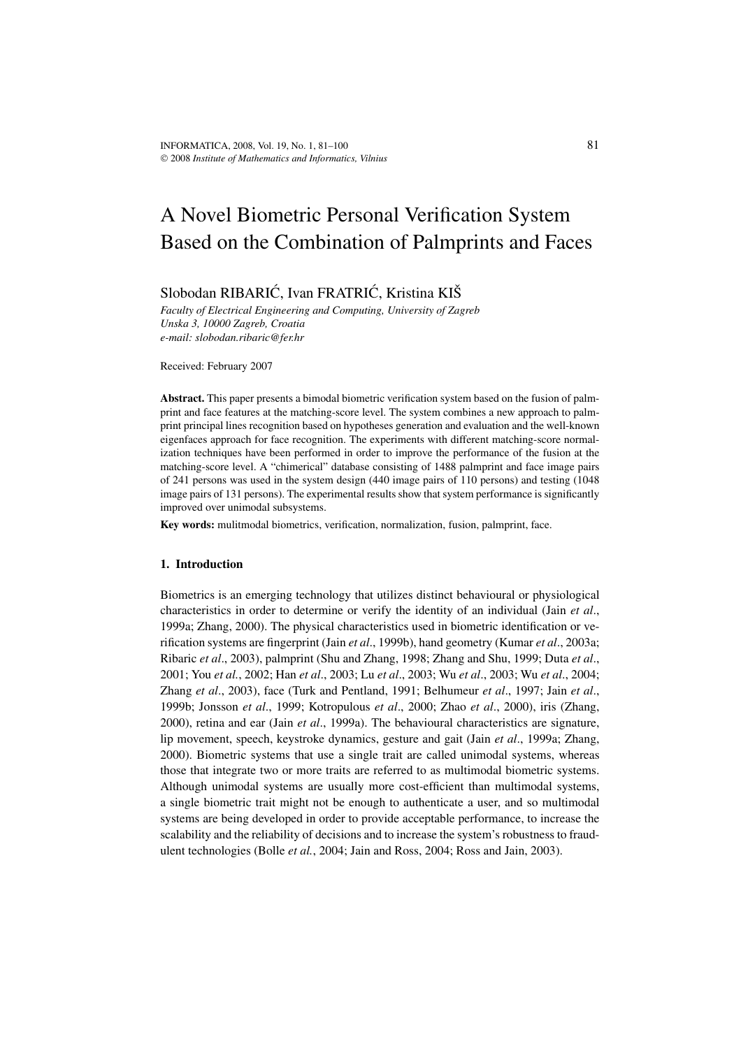# A Novel Biometric Personal Verification System Based on the Combination of Palmprints and Faces

Slobodan RIBARIĆ, Ivan FRATRIĆ, Kristina KIŠ

*Faculty of Electrical Engineering and Computing, University of Zagreb*
*Unska 3, 10000 Zagreb, Croatia*
*e-mail: slobodan.ribaric@fer.hr*

Received: February 2007

**Abstract.** This paper presents a bimodal biometric verification system based on the fusion of palmprint and face features at the matching-score level. The system combines a new approach to palmprint principal lines recognition based on hypotheses generation and evaluation and the well-known eigenfaces approach for face recognition. The experiments with different matching-score normalization techniques have been performed in order to improve the performance of the fusion at the matching-score level. A "chimerical" database consisting of 1488 palmprint and face image pairs of 241 persons was used in the system design (440 image pairs of 110 persons) and testing (1048 image pairs of 131 persons). The experimental results show that system performance is significantly improved over unimodal subsystems.

**Key words:** mulitmodal biometrics, verification, normalization, fusion, palmprint, face.

## 1. Introduction

Biometrics is an emerging technology that utilizes distinct behavioural or physiological characteristics in order to determine or verify the identity of an individual (Jain *et al*., 1999a; Zhang, 2000). The physical characteristics used in biometric identification or verification systems are fingerprint (Jain *et al*., 1999b), hand geometry (Kumar *et al*., 2003a; Ribaric *et al*., 2003), palmprint (Shu and Zhang, 1998; Zhang and Shu, 1999; Duta *et al*., 2001; You *et al.*, 2002; Han *et al*., 2003; Lu *et al*., 2003; Wu *et al*., 2003; Wu *et al*., 2004; Zhang *et al*., 2003), face (Turk and Pentland, 1991; Belhumeur *et al*., 1997; Jain *et al*., 1999b; Jonsson *et al*., 1999; Kotropulous *et al*., 2000; Zhao *et al*., 2000), iris (Zhang, 2000), retina and ear (Jain *et al*., 1999a). The behavioural characteristics are signature, lip movement, speech, keystroke dynamics, gesture and gait (Jain *et al*., 1999a; Zhang, 2000). Biometric systems that use a single trait are called unimodal systems, whereas those that integrate two or more traits are referred to as multimodal biometric systems. Although unimodal systems are usually more cost-efficient than multimodal systems, a single biometric trait might not be enough to authenticate a user, and so multimodal systems are being developed in order to provide acceptable performance, to increase the scalability and the reliability of decisions and to increase the system's robustness to fraudulent technologies (Bolle *et al.*, 2004; Jain and Ross, 2004; Ross and Jain, 2003).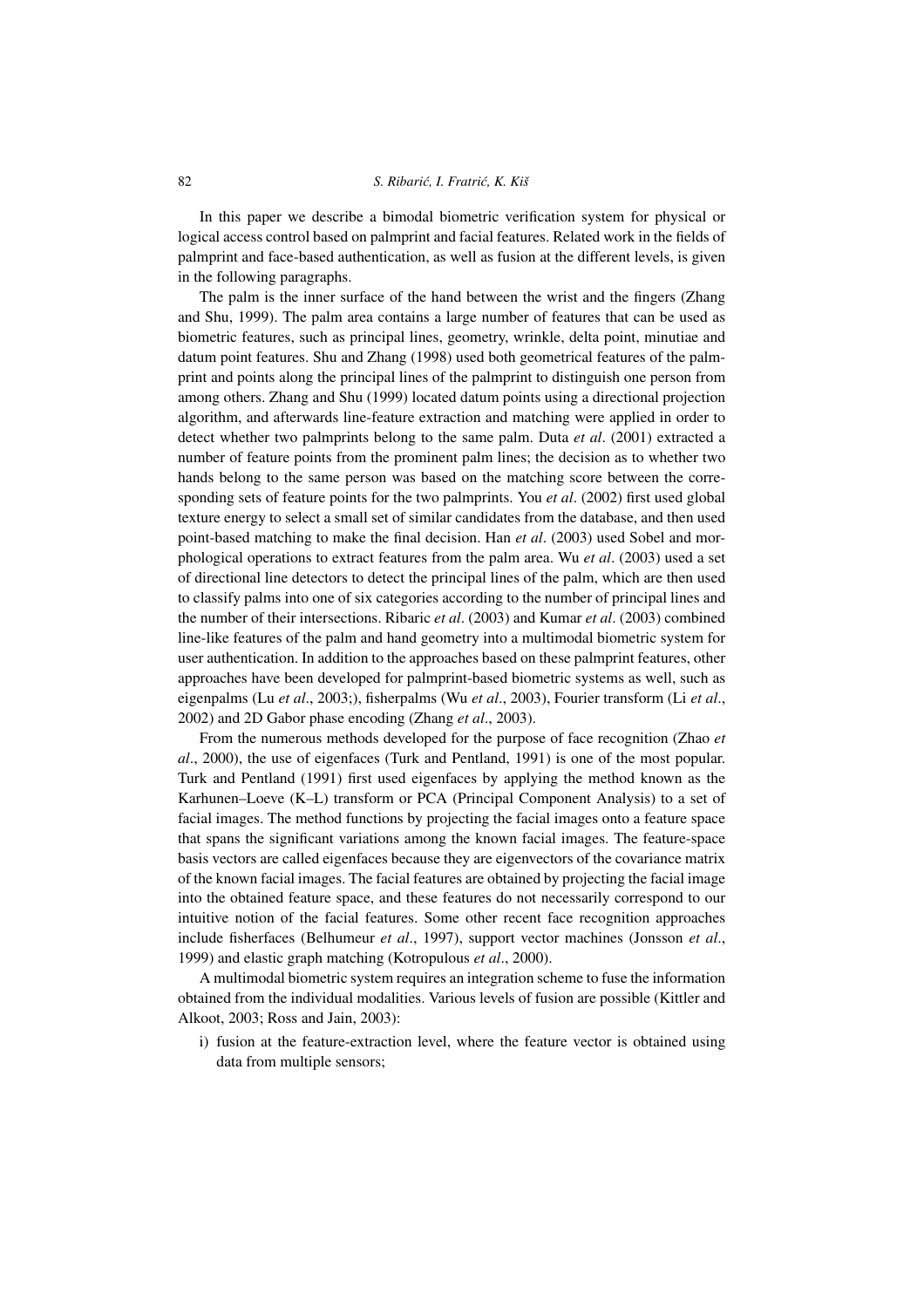In this paper we describe a bimodal biometric verification system for physical or logical access control based on palmprint and facial features. Related work in the fields of palmprint and face-based authentication, as well as fusion at the different levels, is given in the following paragraphs.

The palm is the inner surface of the hand between the wrist and the fingers (Zhang and Shu, 1999). The palm area contains a large number of features that can be used as biometric features, such as principal lines, geometry, wrinkle, delta point, minutiae and datum point features. Shu and Zhang (1998) used both geometrical features of the palmprint and points along the principal lines of the palmprint to distinguish one person from among others. Zhang and Shu (1999) located datum points using a directional projection algorithm, and afterwards line-feature extraction and matching were applied in order to detect whether two palmprints belong to the same palm. Duta *et al*. (2001) extracted a number of feature points from the prominent palm lines; the decision as to whether two hands belong to the same person was based on the matching score between the corresponding sets of feature points for the two palmprints. You *et al*. (2002) first used global texture energy to select a small set of similar candidates from the database, and then used point-based matching to make the final decision. Han *et al*. (2003) used Sobel and morphological operations to extract features from the palm area. Wu *et al*. (2003) used a set of directional line detectors to detect the principal lines of the palm, which are then used to classify palms into one of six categories according to the number of principal lines and the number of their intersections. Ribaric *et al*. (2003) and Kumar *et al*. (2003) combined line-like features of the palm and hand geometry into a multimodal biometric system for user authentication. In addition to the approaches based on these palmprint features, other approaches have been developed for palmprint-based biometric systems as well, such as eigenpalms (Lu *et al*., 2003;), fisherpalms (Wu *et al*., 2003), Fourier transform (Li *et al*., 2002) and 2D Gabor phase encoding (Zhang *et al*., 2003).

From the numerous methods developed for the purpose of face recognition (Zhao *et al*., 2000), the use of eigenfaces (Turk and Pentland, 1991) is one of the most popular. Turk and Pentland (1991) first used eigenfaces by applying the method known as the Karhunen–Loeve (K–L) transform or PCA (Principal Component Analysis) to a set of facial images. The method functions by projecting the facial images onto a feature space that spans the significant variations among the known facial images. The feature-space basis vectors are called eigenfaces because they are eigenvectors of the covariance matrix of the known facial images. The facial features are obtained by projecting the facial image into the obtained feature space, and these features do not necessarily correspond to our intuitive notion of the facial features. Some other recent face recognition approaches include fisherfaces (Belhumeur *et al*., 1997), support vector machines (Jonsson *et al*., 1999) and elastic graph matching (Kotropulous *et al*., 2000).

A multimodal biometric system requires an integration scheme to fuse the information obtained from the individual modalities. Various levels of fusion are possible (Kittler and Alkoot, 2003; Ross and Jain, 2003):

i) fusion at the feature-extraction level, where the feature vector is obtained using data from multiple sensors;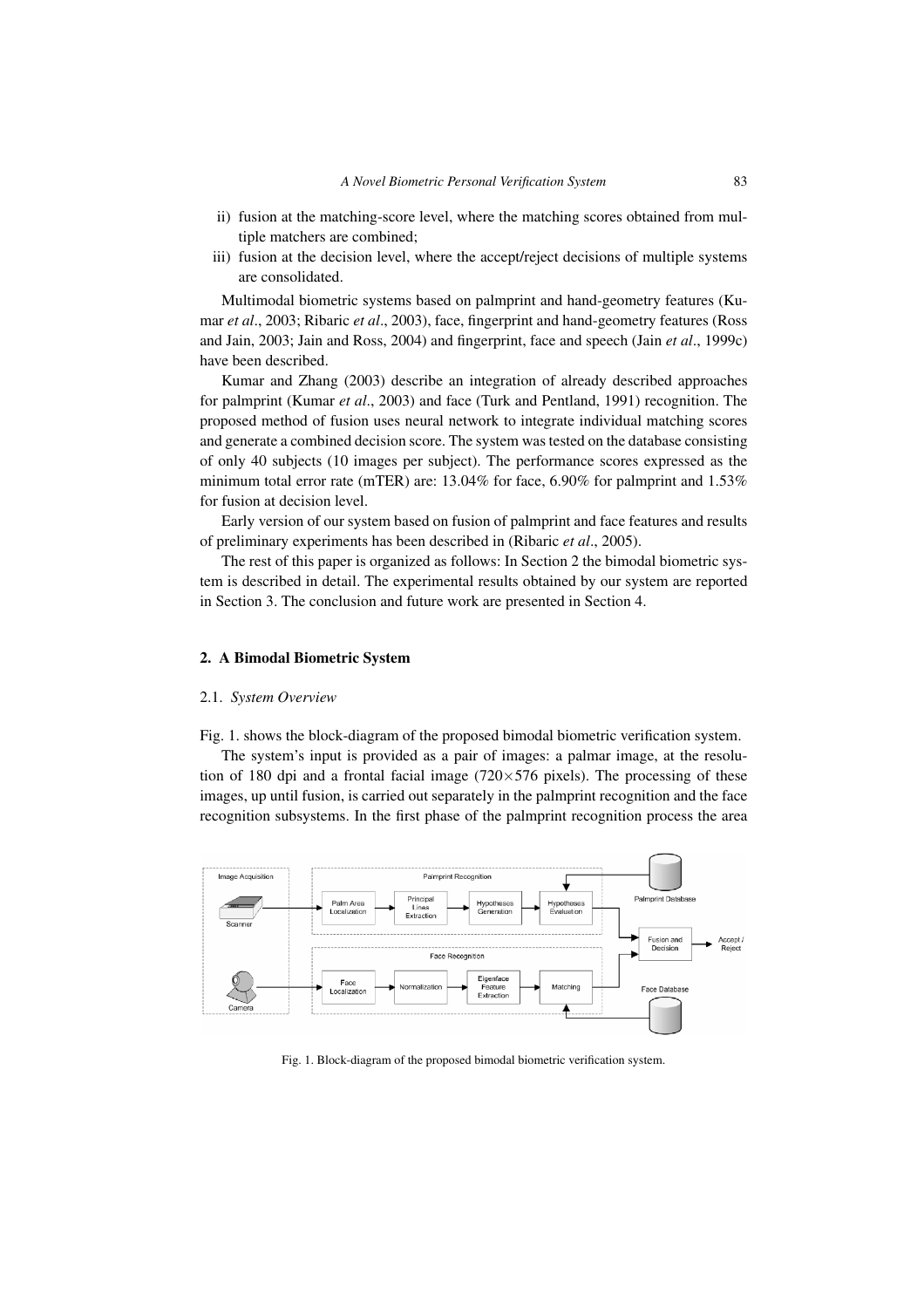ii) fusion at the matching-score level, where the matching scores obtained from multiple matchers are combined;

iii) fusion at the decision level, where the accept/reject decisions of multiple systems are consolidated.

Multimodal biometric systems based on palmprint and hand-geometry features (Kumar *et al*., 2003; Ribaric *et al*., 2003), face, fingerprint and hand-geometry features (Ross and Jain, 2003; Jain and Ross, 2004) and fingerprint, face and speech (Jain *et al*., 1999c) have been described.

Kumar and Zhang (2003) describe an integration of already described approaches for palmprint (Kumar *et al*., 2003) and face (Turk and Pentland, 1991) recognition. The proposed method of fusion uses neural network to integrate individual matching scores and generate a combined decision score. The system was tested on the database consisting of only 40 subjects (10 images per subject). The performance scores expressed as the minimum total error rate (mTER) are: 13.04% for face, 6.90% for palmprint and 1.53% for fusion at decision level.

Early version of our system based on fusion of palmprint and face features and results of preliminary experiments has been described in (Ribaric *et al*., 2005).

The rest of this paper is organized as follows: In Section 2 the bimodal biometric system is described in detail. The experimental results obtained by our system are reported in Section 3. The conclusion and future work are presented in Section 4.

## 2. A Bimodal Biometric System

### 2.1. *System Overview*

Fig. 1. shows the block-diagram of the proposed bimodal biometric verification system.

The system's input is provided as a pair of images: a palmar image, at the resolution of 180 dpi and a frontal facial image (720×576 pixels). The processing of these images, up until fusion, is carried out separately in the palmprint recognition and the face recognition subsystems. In the first phase of the palmprint recognition process the area

Fig. 1. Block-diagram of the proposed bimodal biometric verification system.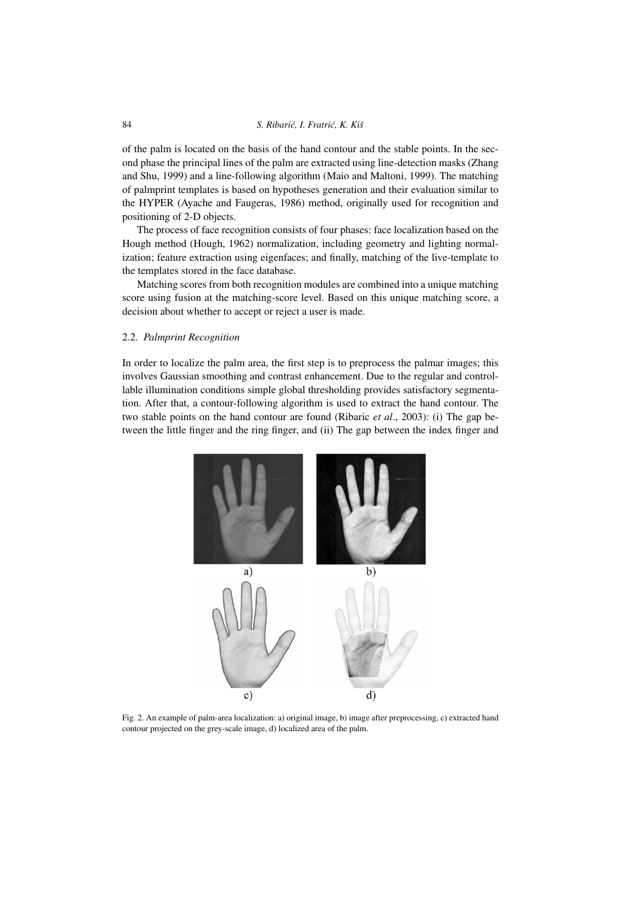of the palm is located on the basis of the hand contour and the stable points. In the second phase the principal lines of the palm are extracted using line-detection masks (Zhang and Shu, 1999) and a line-following algorithm (Maio and Maltoni, 1999). The matching of palmprint templates is based on hypotheses generation and their evaluation similar to the HYPER (Ayache and Faugeras, 1986) method, originally used for recognition and positioning of 2-D objects.

The process of face recognition consists of four phases: face localization based on the Hough method (Hough, 1962) normalization, including geometry and lighting normalization; feature extraction using eigenfaces; and finally, matching of the live-template to the templates stored in the face database.

Matching scores from both recognition modules are combined into a unique matching score using fusion at the matching-score level. Based on this unique matching score, a decision about whether to accept or reject a user is made.

### 2.2. *Palmprint Recognition*

In order to localize the palm area, the first step is to preprocess the palmar images; this involves Gaussian smoothing and contrast enhancement. Due to the regular and controllable illumination conditions simple global thresholding provides satisfactory segmentation. After that, a contour-following algorithm is used to extract the hand contour. The two stable points on the hand contour are found (Ribaric *et al*., 2003): (i) The gap between the little finger and the ring finger, and (ii) The gap between the index finger and

Fig. 2. An example of palm-area localization: a) original image, b) image after preprocessing, c) extracted hand contour projected on the grey-scale image, d) localized area of the palm.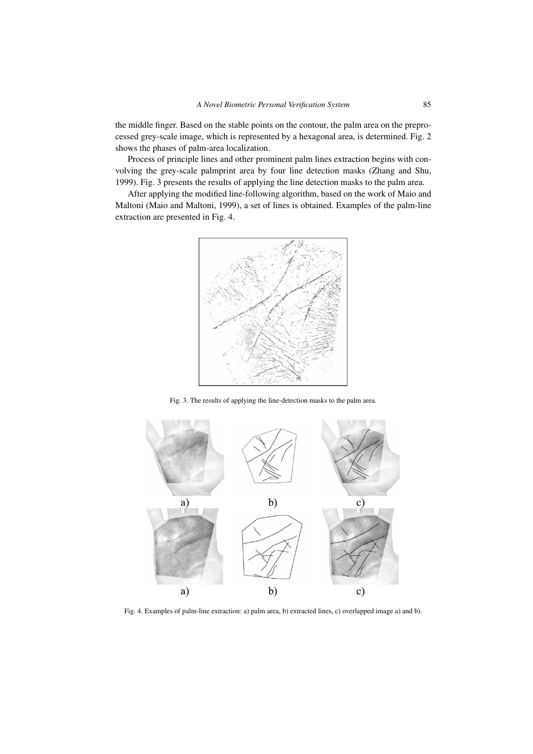the middle finger. Based on the stable points on the contour, the palm area on the preprocessed grey-scale image, which is represented by a hexagonal area, is determined. Fig. 2 shows the phases of palm-area localization.

Process of principle lines and other prominent palm lines extraction begins with convolving the grey-scale palmprint area by four line detection masks (Zhang and Shu, 1999). Fig. 3 presents the results of applying the line detection masks to the palm area.

After applying the modified line-following algorithm, based on the work of Maio and Maltoni (Maio and Maltoni, 1999), a set of lines is obtained. Examples of the palm-line extraction are presented in Fig. 4.

Fig. 3. The results of applying the line-detection masks to the palm area.

Fig. 4. Examples of palm-line extraction: a) palm area, b) extracted lines, c) overlapped image a) and b).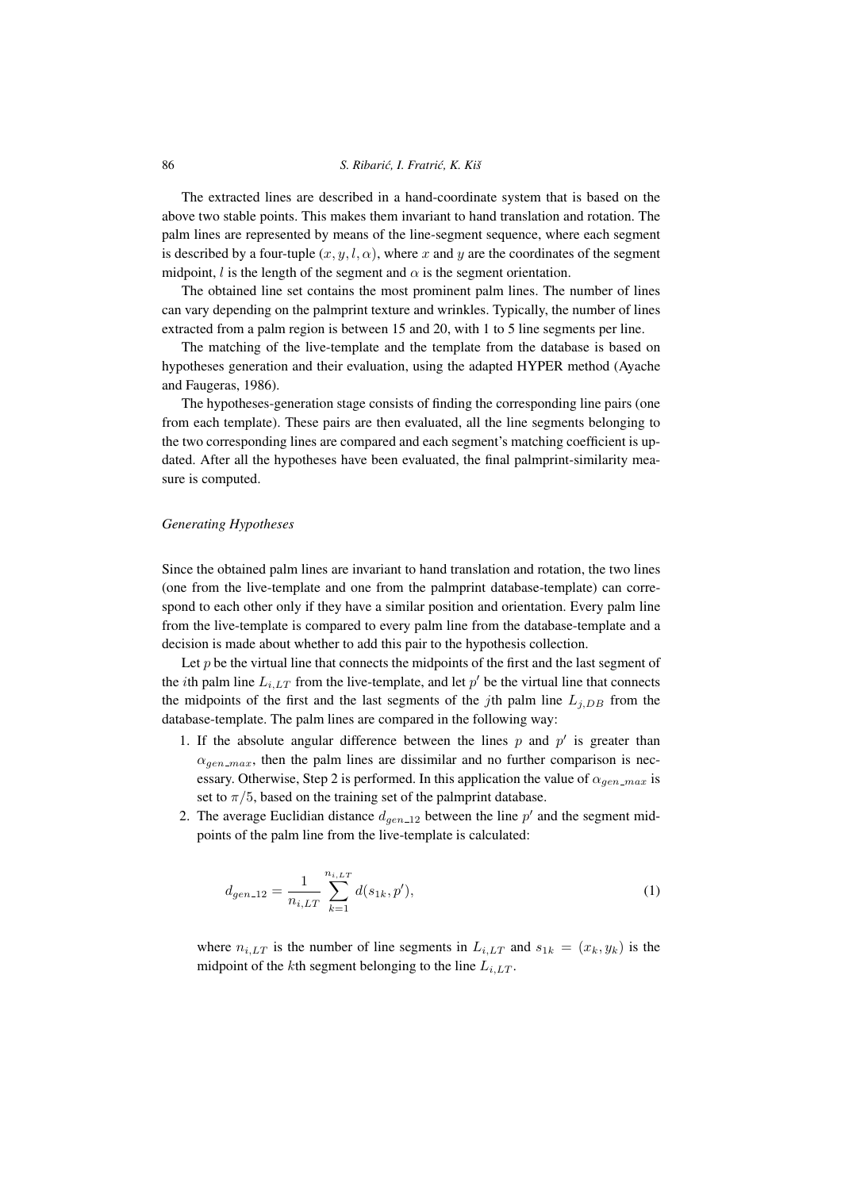The extracted lines are described in a hand-coordinate system that is based on the above two stable points. This makes them invariant to hand translation and rotation. The palm lines are represented by means of the line-segment sequence, where each segment is described by a four-tuple $(x, y, l, \alpha)$, where $x$ and $y$ are the coordinates of the segment midpoint, $l$ is the length of the segment and $\alpha$ is the segment orientation.

The obtained line set contains the most prominent palm lines. The number of lines can vary depending on the palmprint texture and wrinkles. Typically, the number of lines extracted from a palm region is between 15 and 20, with 1 to 5 line segments per line.

The matching of the live-template and the template from the database is based on hypotheses generation and their evaluation, using the adapted HYPER method (Ayache and Faugeras, 1986).

The hypotheses-generation stage consists of finding the corresponding line pairs (one from each template). These pairs are then evaluated, all the line segments belonging to the two corresponding lines are compared and each segment's matching coefficient is updated. After all the hypotheses have been evaluated, the final palmprint-similarity measure is computed.

*Generating Hypotheses*

Since the obtained palm lines are invariant to hand translation and rotation, the two lines (one from the live-template and one from the palmprint database-template) can correspond to each other only if they have a similar position and orientation. Every palm line from the live-template is compared to every palm line from the database-template and a decision is made about whether to add this pair to the hypothesis collection.

Let $p$ be the virtual line that connects the midpoints of the first and the last segment of the $i$th palm line $L_{i,LT}$ from the live-template, and let $p'$ be the virtual line that connects the midpoints of the first and the last segments of the $j$th palm line $L_{j,DB}$ from the database-template. The palm lines are compared in the following way:

1. If the absolute angular difference between the lines $p$ and $p'$ is greater than $\alpha_{gen\_max}$, then the palm lines are dissimilar and no further comparison is necessary. Otherwise, Step 2 is performed. In this application the value of $\alpha_{gen\_max}$ is set to $\pi/5$, based on the training set of the palmprint database.
2. The average Euclidian distance $d_{gen\_12}$ between the line $p'$ and the segment midpoints of the palm line from the live-template is calculated:

$$d_{gen\_12} = \frac{1}{n_{i,LT}} \sum_{k=1}^{n_{i,LT}} d(s_{1k}, p'), \tag{1}$$

where $n_{i,LT}$ is the number of line segments in $L_{i,LT}$ and $s_{1k} = (x_k, y_k)$ is the midpoint of the $k$th segment belonging to the line $L_{i,LT}$.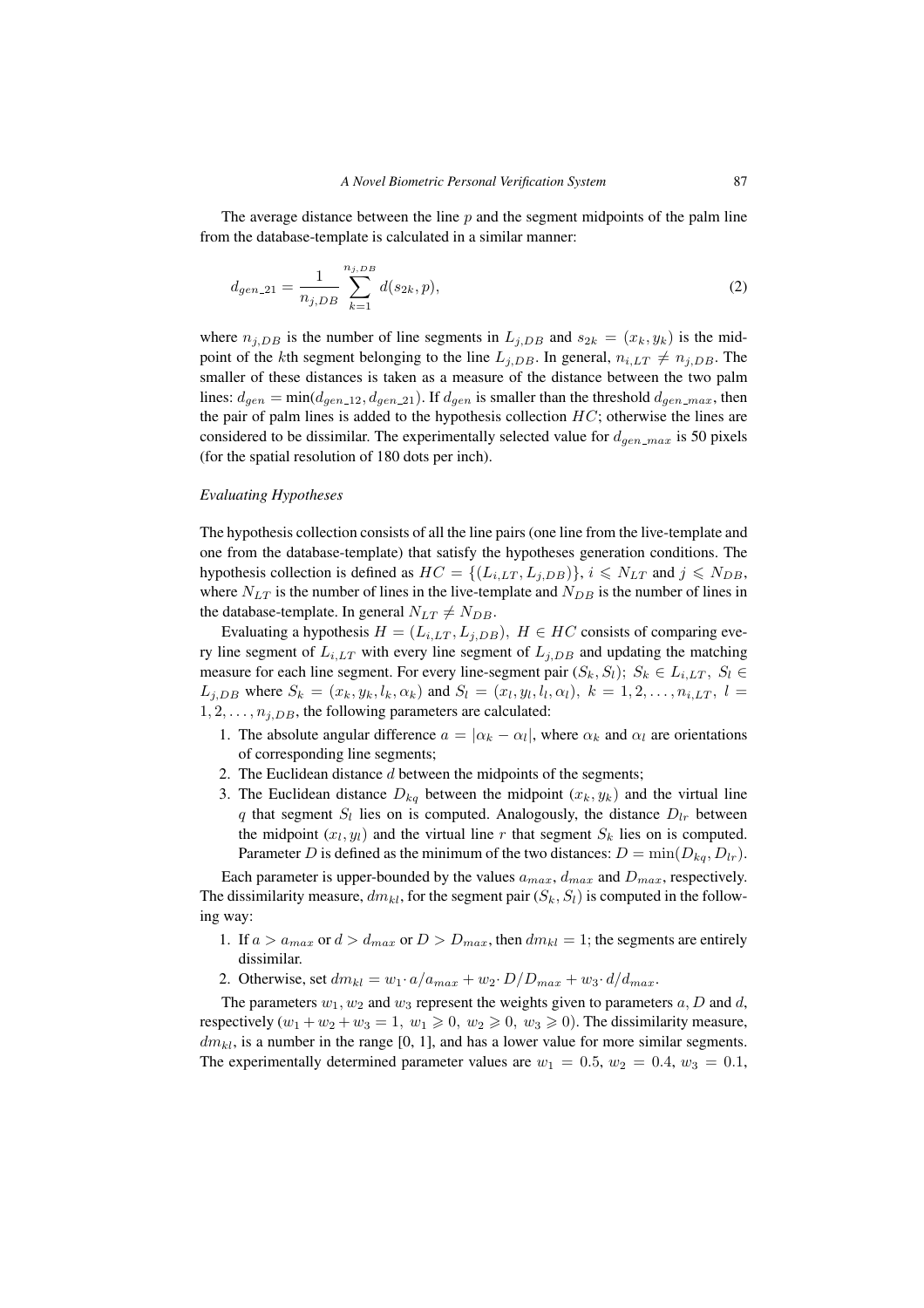The average distance between the line $p$ and the segment midpoints of the palm line from the database-template is calculated in a similar manner:

$$d_{gen\_21} = \frac{1}{n_{j,DB}} \sum_{k=1}^{n_{j,DB}} d(s_{2k}, p), \tag{2}$$

where $n_{j,DB}$ is the number of line segments in $L_{j,DB}$ and $s_{2k} = (x_k, y_k)$ is the midpoint of the $k$th segment belonging to the line $L_{j,DB}$. In general, $n_{i,LT} \neq n_{j,DB}$. The smaller of these distances is taken as a measure of the distance between the two palm lines: $d_{gen} = \min(d_{gen\_12}, d_{gen\_21})$. If $d_{gen}$ is smaller than the threshold $d_{gen\_max}$, then the pair of palm lines is added to the hypothesis collection $HC$; otherwise the lines are considered to be dissimilar. The experimentally selected value for $d_{gen\_max}$ is 50 pixels (for the spatial resolution of 180 dots per inch).

*Evaluating Hypotheses*

The hypothesis collection consists of all the line pairs (one line from the live-template and one from the database-template) that satisfy the hypotheses generation conditions. The hypothesis collection is defined as $HC = \{(L_{i,LT}, L_{j,DB})\}$, $i \leqslant N_{LT}$ and $j \leqslant N_{DB}$, where $N_{LT}$ is the number of lines in the live-template and $N_{DB}$ is the number of lines in the database-template. In general $N_{LT} \neq N_{DB}$.

Evaluating a hypothesis $H = (L_{i,LT}, L_{j,DB}),\ H \in HC$ consists of comparing every line segment of $L_{i,LT}$ with every line segment of $L_{j,DB}$ and updating the matching measure for each line segment. For every line-segment pair $(S_k, S_l)$; $S_k \in L_{i,LT},\ S_l \in L_{j,DB}$ where $S_k = (x_k, y_k, l_k, \alpha_k)$ and $S_l = (x_l, y_l, l_l, \alpha_l),\ k = 1, 2, \ldots, n_{i,LT},\ l = 1, 2, \ldots, n_{j,DB}$, the following parameters are calculated:

1. The absolute angular difference $a = |\alpha_k - \alpha_l|$, where $\alpha_k$ and $\alpha_l$ are orientations of corresponding line segments;
2. The Euclidean distance $d$ between the midpoints of the segments;
3. The Euclidean distance $D_{kq}$ between the midpoint $(x_k, y_k)$ and the virtual line $q$ that segment $S_l$ lies on is computed. Analogously, the distance $D_{lr}$ between the midpoint $(x_l, y_l)$ and the virtual line $r$ that segment $S_k$ lies on is computed. Parameter $D$ is defined as the minimum of the two distances: $D = \min(D_{kq}, D_{lr})$.

Each parameter is upper-bounded by the values $a_{max}$, $d_{max}$ and $D_{max}$, respectively. The dissimilarity measure, $dm_{kl}$, for the segment pair $(S_k, S_l)$ is computed in the following way:

1. If $a > a_{max}$ or $d > d_{max}$ or $D > D_{max}$, then $dm_{kl} = 1$; the segments are entirely dissimilar.
2. Otherwise, set $dm_{kl} = w_1 \cdot a/a_{max} + w_2 \cdot D/D_{max} + w_3 \cdot d/d_{max}$.

The parameters $w_1, w_2$ and $w_3$ represent the weights given to parameters $a, D$ and $d$, respectively ($w_1 + w_2 + w_3 = 1,\ w_1 \geqslant 0,\ w_2 \geqslant 0,\ w_3 \geqslant 0$). The dissimilarity measure, $dm_{kl}$, is a number in the range [0, 1], and has a lower value for more similar segments. The experimentally determined parameter values are $w_1 = 0.5$, $w_2 = 0.4$, $w_3 = 0.1$,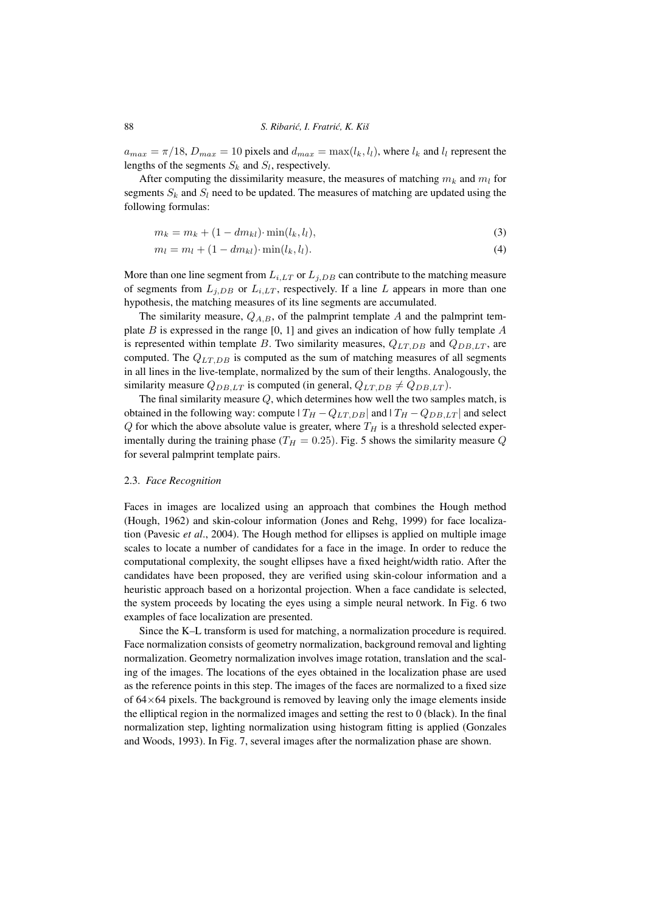$a_{max} = \pi/18$, $D_{max} = 10$ pixels and $d_{max} = \max(l_k, l_l)$, where $l_k$ and $l_l$ represent the lengths of the segments $S_k$ and $S_l$, respectively.

After computing the dissimilarity measure, the measures of matching $m_k$ and $m_l$ for segments $S_k$ and $S_l$ need to be updated. The measures of matching are updated using the following formulas:

$$m_k = m_k + (1 - dm_{kl}) \cdot \min(l_k, l_l), \tag{3}$$

$$m_l = m_l + (1 - dm_{kl}) \cdot \min(l_k, l_l). \tag{4}$$

More than one line segment from $L_{i,LT}$ or $L_{j,DB}$ can contribute to the matching measure of segments from $L_{j,DB}$ or $L_{i,LT}$, respectively. If a line $L$ appears in more than one hypothesis, the matching measures of its line segments are accumulated.

The similarity measure, $Q_{A,B}$, of the palmprint template $A$ and the palmprint template $B$ is expressed in the range [0, 1] and gives an indication of how fully template $A$ is represented within template $B$. Two similarity measures, $Q_{LT,DB}$ and $Q_{DB,LT}$, are computed. The $Q_{LT,DB}$ is computed as the sum of matching measures of all segments in all lines in the live-template, normalized by the sum of their lengths. Analogously, the similarity measure $Q_{DB,LT}$ is computed (in general, $Q_{LT,DB} \neq Q_{DB,LT}$).

The final similarity measure $Q$, which determines how well the two samples match, is obtained in the following way: compute $|T_H - Q_{LT,DB}|$ and $|T_H - Q_{DB,LT}|$ and select $Q$ for which the above absolute value is greater, where $T_H$ is a threshold selected experimentally during the training phase ($T_H = 0.25$). Fig. 5 shows the similarity measure $Q$ for several palmprint template pairs.

### 2.3. *Face Recognition*

Faces in images are localized using an approach that combines the Hough method (Hough, 1962) and skin-colour information (Jones and Rehg, 1999) for face localization (Pavesic *et al*., 2004). The Hough method for ellipses is applied on multiple image scales to locate a number of candidates for a face in the image. In order to reduce the computational complexity, the sought ellipses have a fixed height/width ratio. After the candidates have been proposed, they are verified using skin-colour information and a heuristic approach based on a horizontal projection. When a face candidate is selected, the system proceeds by locating the eyes using a simple neural network. In Fig. 6 two examples of face localization are presented.

Since the K–L transform is used for matching, a normalization procedure is required. Face normalization consists of geometry normalization, background removal and lighting normalization. Geometry normalization involves image rotation, translation and the scaling of the images. The locations of the eyes obtained in the localization phase are used as the reference points in this step. The images of the faces are normalized to a fixed size of 64×64 pixels. The background is removed by leaving only the image elements inside the elliptical region in the normalized images and setting the rest to 0 (black). In the final normalization step, lighting normalization using histogram fitting is applied (Gonzales and Woods, 1993). In Fig. 7, several images after the normalization phase are shown.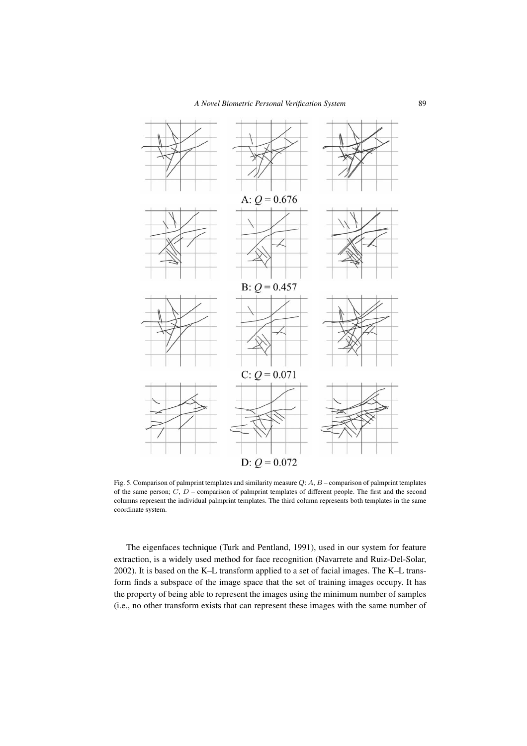A: $Q = 0.676$

B: $Q = 0.457$

C: $Q = 0.071$

D: $Q = 0.072$

Fig. 5. Comparison of palmprint templates and similarity measure $Q$: $A$, $B$ – comparison of palmprint templates of the same person; $C$, $D$ – comparison of palmprint templates of different people. The first and the second columns represent the individual palmprint templates. The third column represents both templates in the same coordinate system.

The eigenfaces technique (Turk and Pentland, 1991), used in our system for feature extraction, is a widely used method for face recognition (Navarrete and Ruiz-Del-Solar, 2002). It is based on the K–L transform applied to a set of facial images. The K–L transform finds a subspace of the image space that the set of training images occupy. It has the property of being able to represent the images using the minimum number of samples (i.e., no other transform exists that can represent these images with the same number of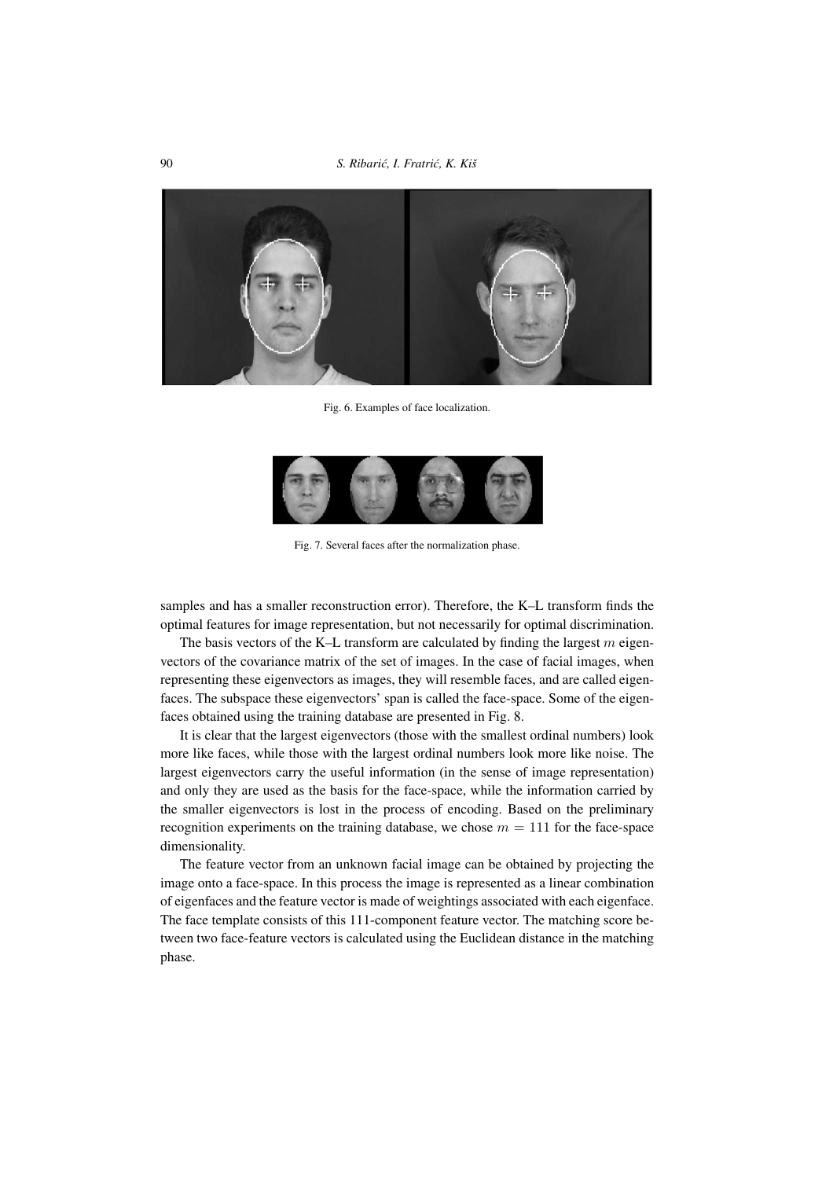Fig. 6. Examples of face localization.

Fig. 7. Several faces after the normalization phase.

samples and has a smaller reconstruction error). Therefore, the K–L transform finds the optimal features for image representation, but not necessarily for optimal discrimination.

The basis vectors of the K–L transform are calculated by finding the largest $m$ eigenvectors of the covariance matrix of the set of images. In the case of facial images, when representing these eigenvectors as images, they will resemble faces, and are called eigenfaces. The subspace these eigenvectors' span is called the face-space. Some of the eigenfaces obtained using the training database are presented in Fig. 8.

It is clear that the largest eigenvectors (those with the smallest ordinal numbers) look more like faces, while those with the largest ordinal numbers look more like noise. The largest eigenvectors carry the useful information (in the sense of image representation) and only they are used as the basis for the face-space, while the information carried by the smaller eigenvectors is lost in the process of encoding. Based on the preliminary recognition experiments on the training database, we chose $m = 111$ for the face-space dimensionality.

The feature vector from an unknown facial image can be obtained by projecting the image onto a face-space. In this process the image is represented as a linear combination of eigenfaces and the feature vector is made of weightings associated with each eigenface. The face template consists of this 111-component feature vector. The matching score between two face-feature vectors is calculated using the Euclidean distance in the matching phase.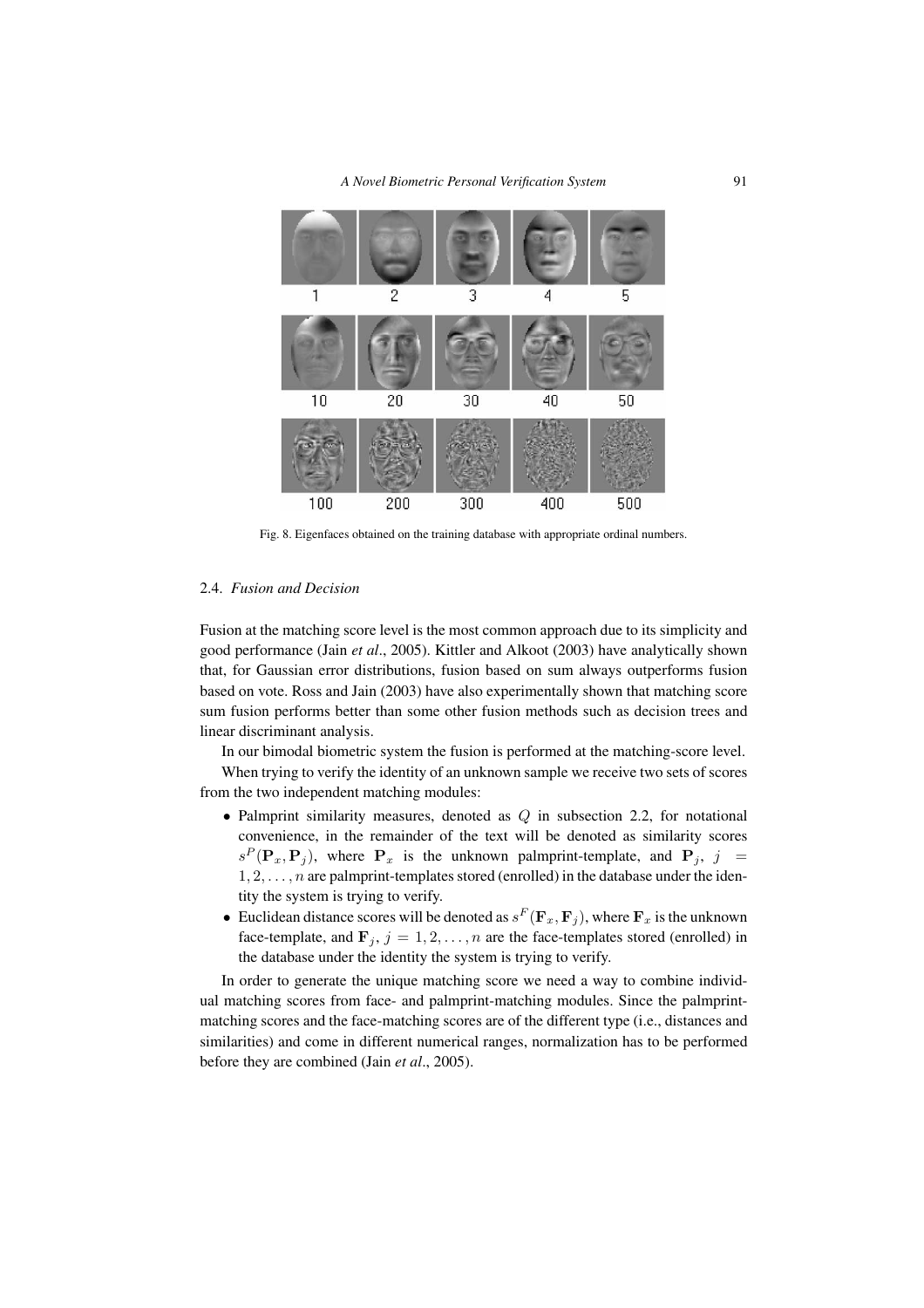Fig. 8. Eigenfaces obtained on the training database with appropriate ordinal numbers.

### 2.4. *Fusion and Decision*

Fusion at the matching score level is the most common approach due to its simplicity and good performance (Jain *et al*., 2005). Kittler and Alkoot (2003) have analytically shown that, for Gaussian error distributions, fusion based on sum always outperforms fusion based on vote. Ross and Jain (2003) have also experimentally shown that matching score sum fusion performs better than some other fusion methods such as decision trees and linear discriminant analysis.

In our bimodal biometric system the fusion is performed at the matching-score level.

When trying to verify the identity of an unknown sample we receive two sets of scores from the two independent matching modules:

- Palmprint similarity measures, denoted as $Q$ in subsection 2.2, for notational convenience, in the remainder of the text will be denoted as similarity scores $s^P(\mathbf{P}_x, \mathbf{P}_j)$, where $\mathbf{P}_x$ is the unknown palmprint-template, and $\mathbf{P}_j$, $j = 1, 2, \ldots, n$ are palmprint-templates stored (enrolled) in the database under the identity the system is trying to verify.
- Euclidean distance scores will be denoted as $s^F(\mathbf{F}_x, \mathbf{F}_j)$, where $\mathbf{F}_x$ is the unknown face-template, and $\mathbf{F}_j$, $j = 1, 2, \ldots, n$ are the face-templates stored (enrolled) in the database under the identity the system is trying to verify.

In order to generate the unique matching score we need a way to combine individual matching scores from face- and palmprint-matching modules. Since the palmprint-matching scores and the face-matching scores are of the different type (i.e., distances and similarities) and come in different numerical ranges, normalization has to be performed before they are combined (Jain *et al*., 2005).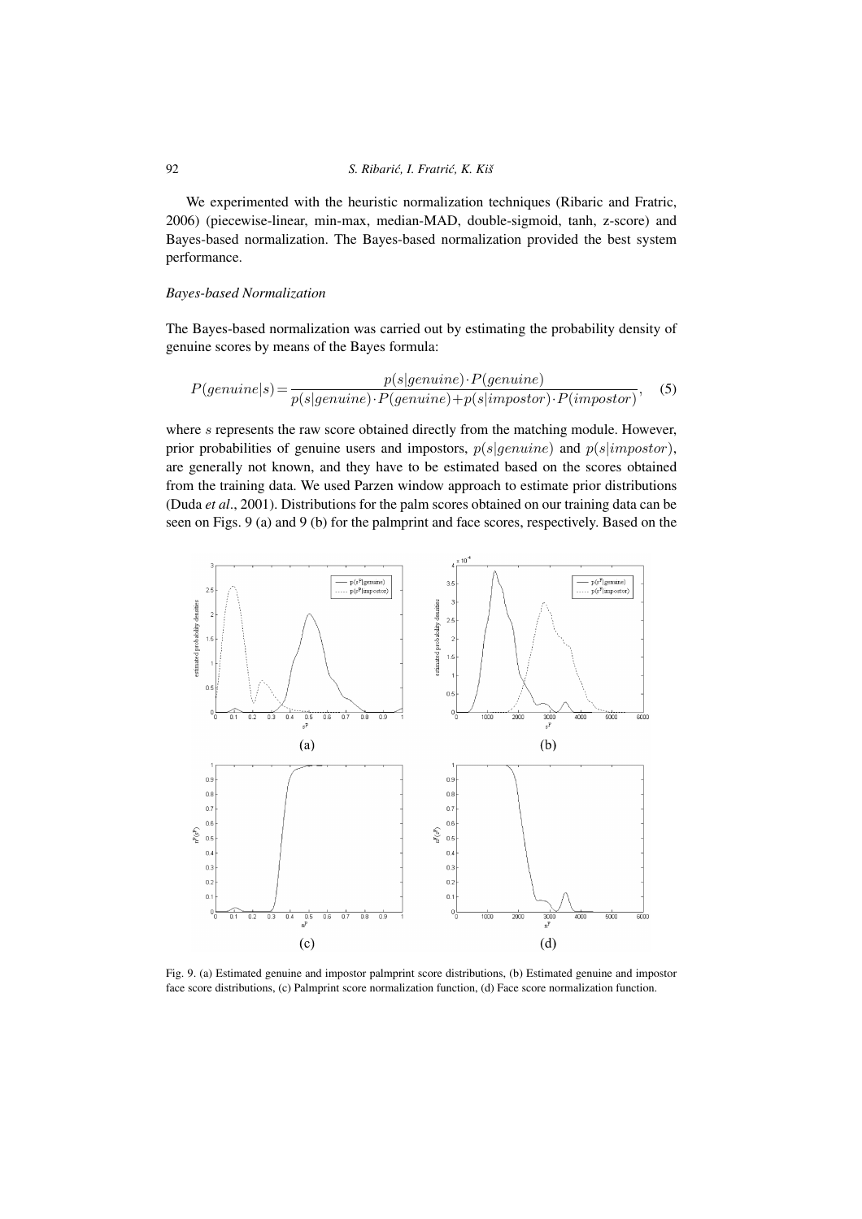We experimented with the heuristic normalization techniques (Ribaric and Fratric, 2006) (piecewise-linear, min-max, median-MAD, double-sigmoid, tanh, z-score) and Bayes-based normalization. The Bayes-based normalization provided the best system performance.

### *Bayes-based Normalization*

The Bayes-based normalization was carried out by estimating the probability density of genuine scores by means of the Bayes formula:

$$P(genuine|s) = \frac{p(s|genuine) \cdot P(genuine)}{p(s|genuine) \cdot P(genuine) + p(s|impostor) \cdot P(impostor)}, \quad (5)$$

where $s$ represents the raw score obtained directly from the matching module. However, prior probabilities of genuine users and impostors, $p(s|genuine)$ and $p(s|impostor)$, are generally not known, and they have to be estimated based on the scores obtained from the training data. We used Parzen window approach to estimate prior distributions (Duda *et al*., 2001). Distributions for the palm scores obtained on our training data can be seen on Figs. 9 (a) and 9 (b) for the palmprint and face scores, respectively. Based on the

Fig. 9. (a) Estimated genuine and impostor palmprint score distributions, (b) Estimated genuine and impostor face score distributions, (c) Palmprint score normalization function, (d) Face score normalization function.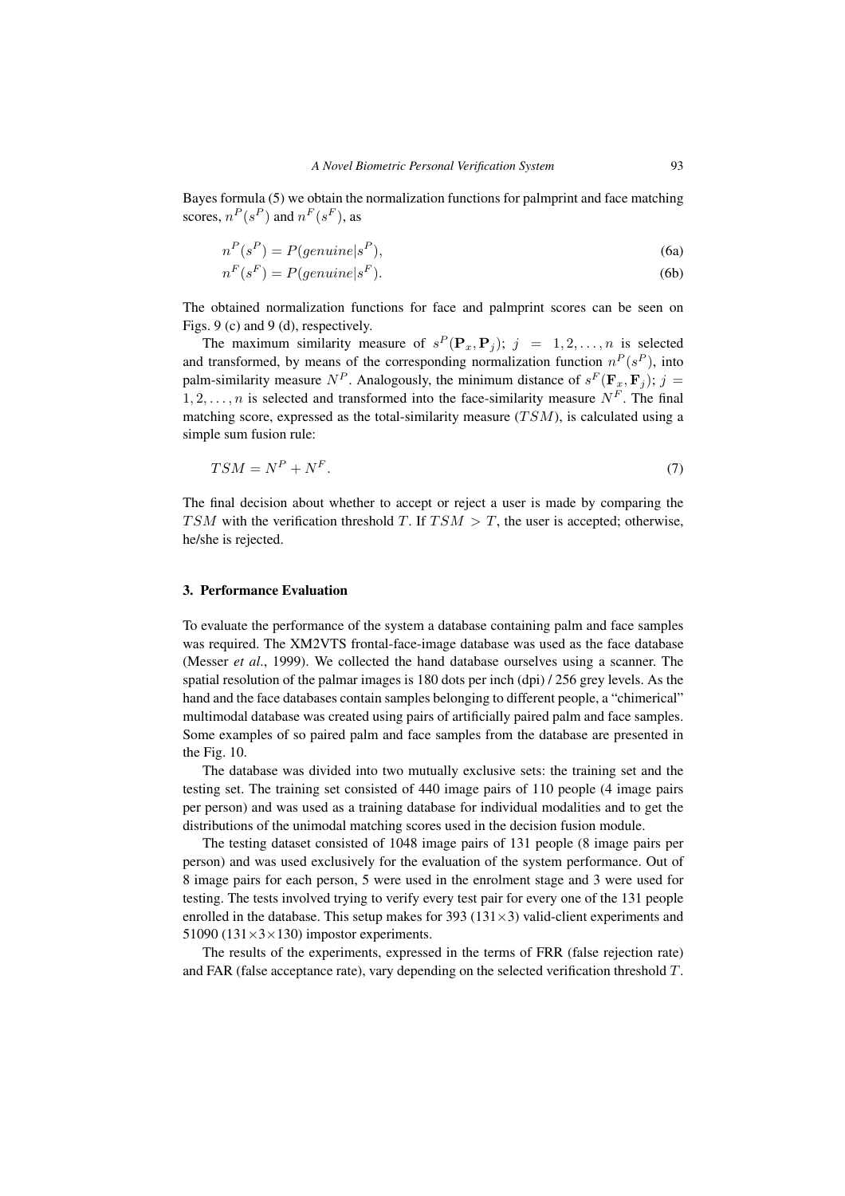Bayes formula (5) we obtain the normalization functions for palmprint and face matching scores, $n^P(s^P)$ and $n^F(s^F)$, as

$$n^P(s^P) = P(genuine|s^P), \tag{6a}$$

$$n^F(s^F) = P(genuine|s^F). \tag{6b}$$

The obtained normalization functions for face and palmprint scores can be seen on Figs. 9 (c) and 9 (d), respectively.

The maximum similarity measure of $s^P(\mathbf{P}_x, \mathbf{P}_j)$; $j = 1, 2, \ldots, n$ is selected and transformed, by means of the corresponding normalization function $n^P(s^P)$, into palm-similarity measure $N^P$. Analogously, the minimum distance of $s^F(\mathbf{F}_x, \mathbf{F}_j)$; $j = 1, 2, \ldots, n$ is selected and transformed into the face-similarity measure $N^F$. The final matching score, expressed as the total-similarity measure ($TSM$), is calculated using a simple sum fusion rule:

$$TSM = N^P + N^F. \tag{7}$$

The final decision about whether to accept or reject a user is made by comparing the $TSM$ with the verification threshold $T$. If $TSM > T$, the user is accepted; otherwise, he/she is rejected.

## 3. Performance Evaluation

To evaluate the performance of the system a database containing palm and face samples was required. The XM2VTS frontal-face-image database was used as the face database (Messer *et al.*, 1999). We collected the hand database ourselves using a scanner. The spatial resolution of the palmar images is 180 dots per inch (dpi) / 256 grey levels. As the hand and the face databases contain samples belonging to different people, a "chimerical" multimodal database was created using pairs of artificially paired palm and face samples. Some examples of so paired palm and face samples from the database are presented in the Fig. 10.

The database was divided into two mutually exclusive sets: the training set and the testing set. The training set consisted of 440 image pairs of 110 people (4 image pairs per person) and was used as a training database for individual modalities and to get the distributions of the unimodal matching scores used in the decision fusion module.

The testing dataset consisted of 1048 image pairs of 131 people (8 image pairs per person) and was used exclusively for the evaluation of the system performance. Out of 8 image pairs for each person, 5 were used in the enrolment stage and 3 were used for testing. The tests involved trying to verify every test pair for every one of the 131 people enrolled in the database. This setup makes for 393 ($131 \times 3$) valid-client experiments and 51090 ($131 \times 3 \times 130$) impostor experiments.

The results of the experiments, expressed in the terms of FRR (false rejection rate) and FAR (false acceptance rate), vary depending on the selected verification threshold $T$.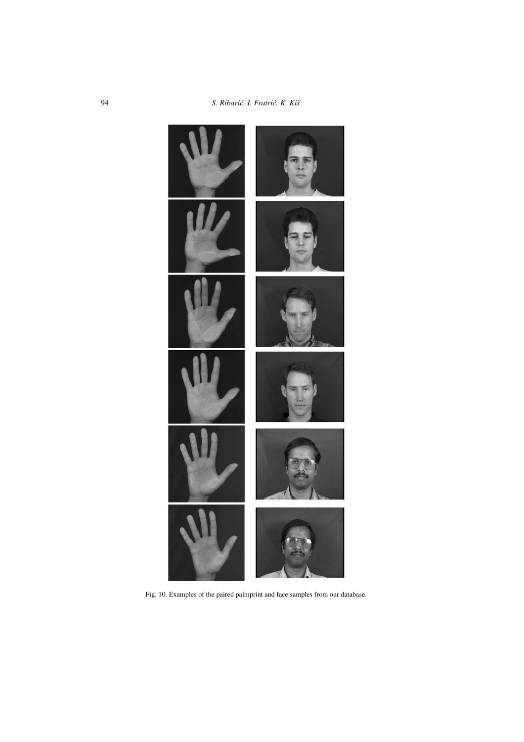Fig. 10. Examples of the paired palmprint and face samples from our database.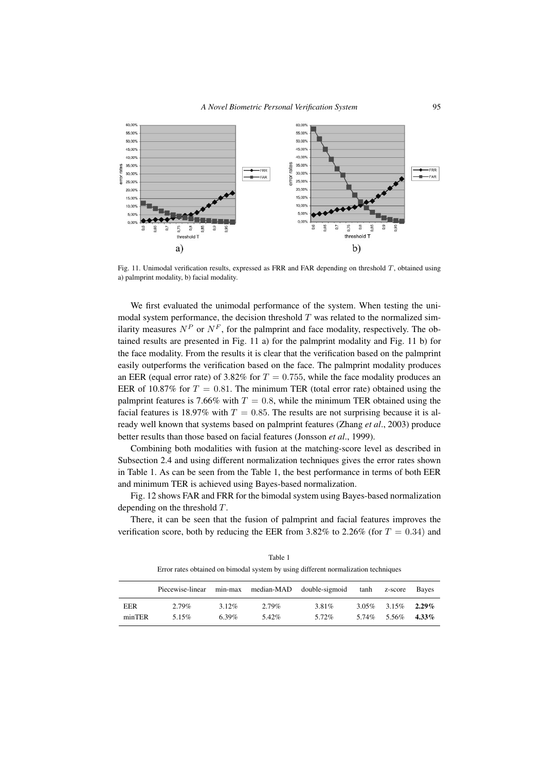Fig. 11. Unimodal verification results, expressed as FRR and FAR depending on threshold $T$, obtained using a) palmprint modality, b) facial modality.

We first evaluated the unimodal performance of the system. When testing the unimodal system performance, the decision threshold $T$ was related to the normalized similarity measures $N^P$ or $N^F$, for the palmprint and face modality, respectively. The obtained results are presented in Fig. 11 a) for the palmprint modality and Fig. 11 b) for the face modality. From the results it is clear that the verification based on the palmprint easily outperforms the verification based on the face. The palmprint modality produces an EER (equal error rate) of 3.82% for $T = 0.755$, while the face modality produces an EER of 10.87% for $T = 0.81$. The minimum TER (total error rate) obtained using the palmprint features is 7.66% with $T = 0.8$, while the minimum TER obtained using the facial features is 18.97% with $T = 0.85$. The results are not surprising because it is already well known that systems based on palmprint features (Zhang *et al*., 2003) produce better results than those based on facial features (Jonsson *et al*., 1999).

Combining both modalities with fusion at the matching-score level as described in Subsection 2.4 and using different normalization techniques gives the error rates shown in Table 1. As can be seen from the Table 1, the best performance in terms of both EER and minimum TER is achieved using Bayes-based normalization.

Fig. 12 shows FAR and FRR for the bimodal system using Bayes-based normalization depending on the threshold $T$.

There, it can be seen that the fusion of palmprint and facial features improves the verification score, both by reducing the EER from 3.82% to 2.26% (for $T = 0.34$) and

Table 1

Error rates obtained on bimodal system by using different normalization techniques

| | Piecewise-linear | min-max | median-MAD | double-sigmoid | tanh | z-score | Bayes |
|---|---|---|---|---|---|---|---|
| EER | 2.79% | 3.12% | 2.79% | 3.81% | 3.05% | 3.15% | **2.29%** |
| minTER | 5.15% | 6.39% | 5.42% | 5.72% | 5.74% | 5.56% | **4.33%** |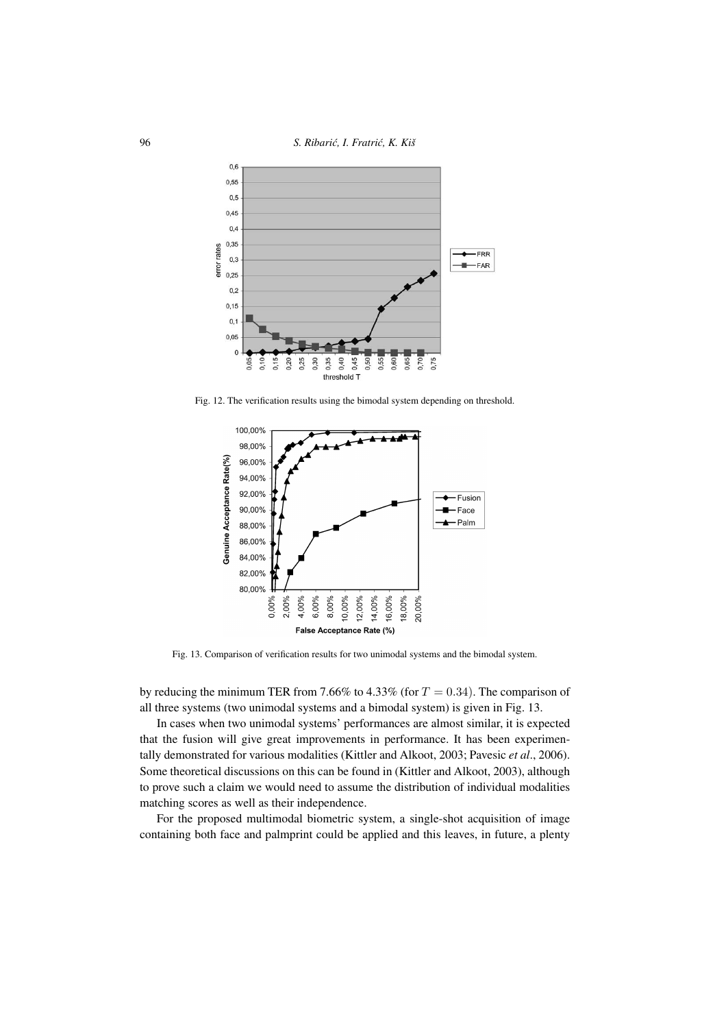Fig. 12. The verification results using the bimodal system depending on threshold.

Fig. 13. Comparison of verification results for two unimodal systems and the bimodal system.

by reducing the minimum TER from 7.66% to 4.33% (for $T = 0.34$). The comparison of all three systems (two unimodal systems and a bimodal system) is given in Fig. 13.

In cases when two unimodal systems' performances are almost similar, it is expected that the fusion will give great improvements in performance. It has been experimentally demonstrated for various modalities (Kittler and Alkoot, 2003; Pavesic *et al*., 2006). Some theoretical discussions on this can be found in (Kittler and Alkoot, 2003), although to prove such a claim we would need to assume the distribution of individual modalities matching scores as well as their independence.

For the proposed multimodal biometric system, a single-shot acquisition of image containing both face and palmprint could be applied and this leaves, in future, a plenty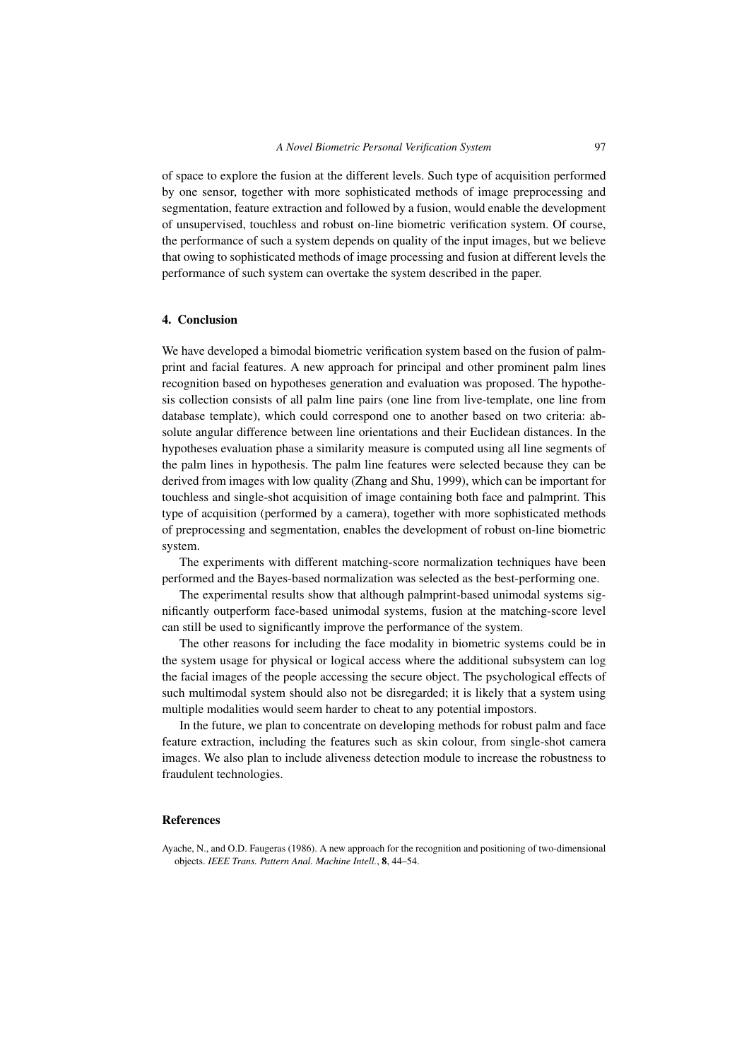of space to explore the fusion at the different levels. Such type of acquisition performed by one sensor, together with more sophisticated methods of image preprocessing and segmentation, feature extraction and followed by a fusion, would enable the development of unsupervised, touchless and robust on-line biometric verification system. Of course, the performance of such a system depends on quality of the input images, but we believe that owing to sophisticated methods of image processing and fusion at different levels the performance of such system can overtake the system described in the paper.

## 4. Conclusion

We have developed a bimodal biometric verification system based on the fusion of palmprint and facial features. A new approach for principal and other prominent palm lines recognition based on hypotheses generation and evaluation was proposed. The hypothesis collection consists of all palm line pairs (one line from live-template, one line from database template), which could correspond one to another based on two criteria: absolute angular difference between line orientations and their Euclidean distances. In the hypotheses evaluation phase a similarity measure is computed using all line segments of the palm lines in hypothesis. The palm line features were selected because they can be derived from images with low quality (Zhang and Shu, 1999), which can be important for touchless and single-shot acquisition of image containing both face and palmprint. This type of acquisition (performed by a camera), together with more sophisticated methods of preprocessing and segmentation, enables the development of robust on-line biometric system.

The experiments with different matching-score normalization techniques have been performed and the Bayes-based normalization was selected as the best-performing one.

The experimental results show that although palmprint-based unimodal systems significantly outperform face-based unimodal systems, fusion at the matching-score level can still be used to significantly improve the performance of the system.

The other reasons for including the face modality in biometric systems could be in the system usage for physical or logical access where the additional subsystem can log the facial images of the people accessing the secure object. The psychological effects of such multimodal system should also not be disregarded; it is likely that a system using multiple modalities would seem harder to cheat to any potential impostors.

In the future, we plan to concentrate on developing methods for robust palm and face feature extraction, including the features such as skin colour, from single-shot camera images. We also plan to include aliveness detection module to increase the robustness to fraudulent technologies.

## References

Ayache, N., and O.D. Faugeras (1986). A new approach for the recognition and positioning of two-dimensional objects. *IEEE Trans. Pattern Anal. Machine Intell.*, **8**, 44–54.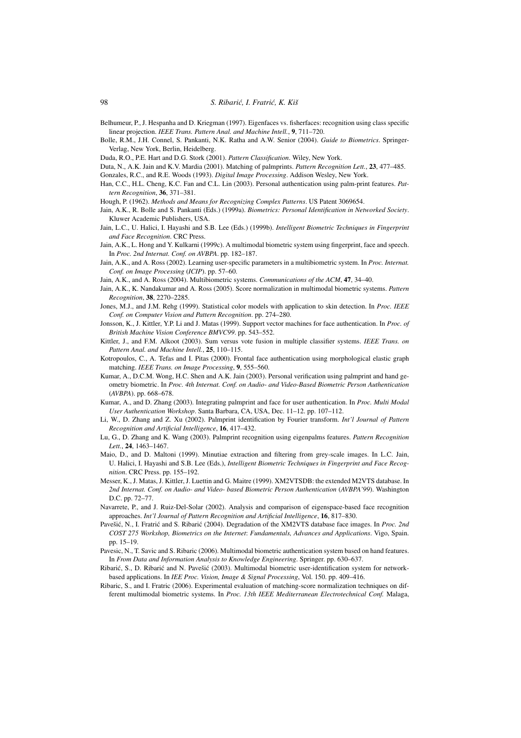Belhumeur, P., J. Hespanha and D. Kriegman (1997). Eigenfaces vs. fisherfaces: recognition using class specific linear projection. *IEEE Trans. Pattern Anal. and Machine Intell.*, **9**, 711–720.

Bolle, R.M., J.H. Connel, S. Pankanti, N.K. Ratha and A.W. Senior (2004). *Guide to Biometrics*. Springer-Verlag, New York, Berlin, Heidelberg.

Duda, R.O., P.E. Hart and D.G. Stork (2001). *Pattern Classification*. Wiley, New York.

Duta, N., A.K. Jain and K.V. Mardia (2001). Matching of palmprints. *Pattern Recognition Lett.*, **23**, 477–485.

Gonzales, R.C., and R.E. Woods (1993). *Digital Image Processing*. Addison Wesley, New York.

Han, C.C., H.L. Cheng, K.C. Fan and C.L. Lin (2003). Personal authentication using palm-print features. *Pattern Recognition*, **36**, 371–381.

Hough, P. (1962). *Methods and Means for Recognizing Complex Patterns*. US Patent 3069654.

Jain, A.K., R. Bolle and S. Pankanti (Eds.) (1999a). *Biometrics: Personal Identification in Networked Society*. Kluwer Academic Publishers, USA.

Jain, L.C., U. Halici, I. Hayashi and S.B. Lee (Eds.) (1999b). *Intelligent Biometric Techniques in Fingerprint and Face Recognition*. CRC Press.

Jain, A.K., L. Hong and Y. Kulkarni (1999c). A multimodal biometric system using fingerprint, face and speech. In *Proc. 2nd Internat. Conf. on AVBPA*. pp. 182–187.

Jain, A.K., and A. Ross (2002). Learning user-specific parameters in a multibiometric system. In *Proc. Internat. Conf. on Image Processing* (*ICIP*). pp. 57–60.

Jain, A.K., and A. Ross (2004). Multibiometric systems. *Communications of the ACM*, **47**, 34–40.

Jain, A.K., K. Nandakumar and A. Ross (2005). Score normalization in multimodal biometric systems. *Pattern Recognition*, **38**, 2270–2285.

Jones, M.J., and J.M. Rehg (1999). Statistical color models with application to skin detection. In *Proc. IEEE Conf. on Computer Vision and Pattern Recognition*. pp. 274–280.

Jonsson, K., J. Kittler, Y.P. Li and J. Matas (1999). Support vector machines for face authentication. In *Proc. of British Machine Vision Conference BMVC99*. pp. 543–552.

Kittler, J., and F.M. Alkoot (2003). Sum versus vote fusion in multiple classifier systems. *IEEE Trans. on Pattern Anal. and Machine Intell.*, **25**, 110–115.

Kotropoulos, C., A. Tefas and I. Pitas (2000). Frontal face authentication using morphological elastic graph matching. *IEEE Trans. on Image Processing*, **9**, 555–560.

Kumar, A., D.C.M. Wong, H.C. Shen and A.K. Jain (2003). Personal verification using palmprint and hand geometry biometric. In *Proc. 4th Internat. Conf. on Audio- and Video-Based Biometric Person Authentication* (*AVBPA*). pp. 668–678.

Kumar, A., and D. Zhang (2003). Integrating palmprint and face for user authentication. In *Proc. Multi Modal User Authentication Workshop*. Santa Barbara, CA, USA, Dec. 11–12. pp. 107–112.

Li, W., D. Zhang and Z. Xu (2002). Palmprint identification by Fourier transform. *Int'l Journal of Pattern Recognition and Artificial Intelligence*, **16**, 417–432.

Lu, G., D. Zhang and K. Wang (2003). Palmprint recognition using eigenpalms features. *Pattern Recognition Lett.*, **24**, 1463–1467.

Maio, D., and D. Maltoni (1999). Minutiae extraction and filtering from grey-scale images. In L.C. Jain, U. Halici, I. Hayashi and S.B. Lee (Eds.), *Intelligent Biometric Techniques in Fingerprint and Face Recognition*. CRC Press. pp. 155–192.

Messer, K., J. Matas, J. Kittler, J. Luettin and G. Maitre (1999). XM2VTSDB: the extended M2VTS database. In *2nd Internat. Conf. on Audio- and Video- based Biometric Person Authentication* (*AVBPA'99*). Washington D.C. pp. 72–77.

Navarrete, P., and J. Ruiz-Del-Solar (2002). Analysis and comparison of eigenspace-based face recognition approaches. *Int'l Journal of Pattern Recognition and Artificial Intelligence*, **16**, 817–830.

Pavešić, N., I. Fratrić and S. Ribarić (2004). Degradation of the XM2VTS database face images. In *Proc. 2nd COST 275 Workshop, Biometrics on the Internet*: *Fundamentals, Advances and Applications*. Vigo, Spain. pp. 15–19.

Pavesic, N., T. Savic and S. Ribaric (2006). Multimodal biometric authentication system based on hand features. In *From Data and Information Analysis to Knowledge Engineering*. Springer. pp. 630–637.

Ribarić, S., D. Ribarić and N. Pavešić (2003). Multimodal biometric user-identification system for network-based applications. In *IEE Proc. Vision, Image & Signal Processing*, Vol. 150. pp. 409–416.

Ribaric, S., and I. Fratric (2006). Experimental evaluation of matching-score normalization techniques on different multimodal biometric systems. In *Proc. 13th IEEE Mediterranean Electrotechnical Conf.* Malaga,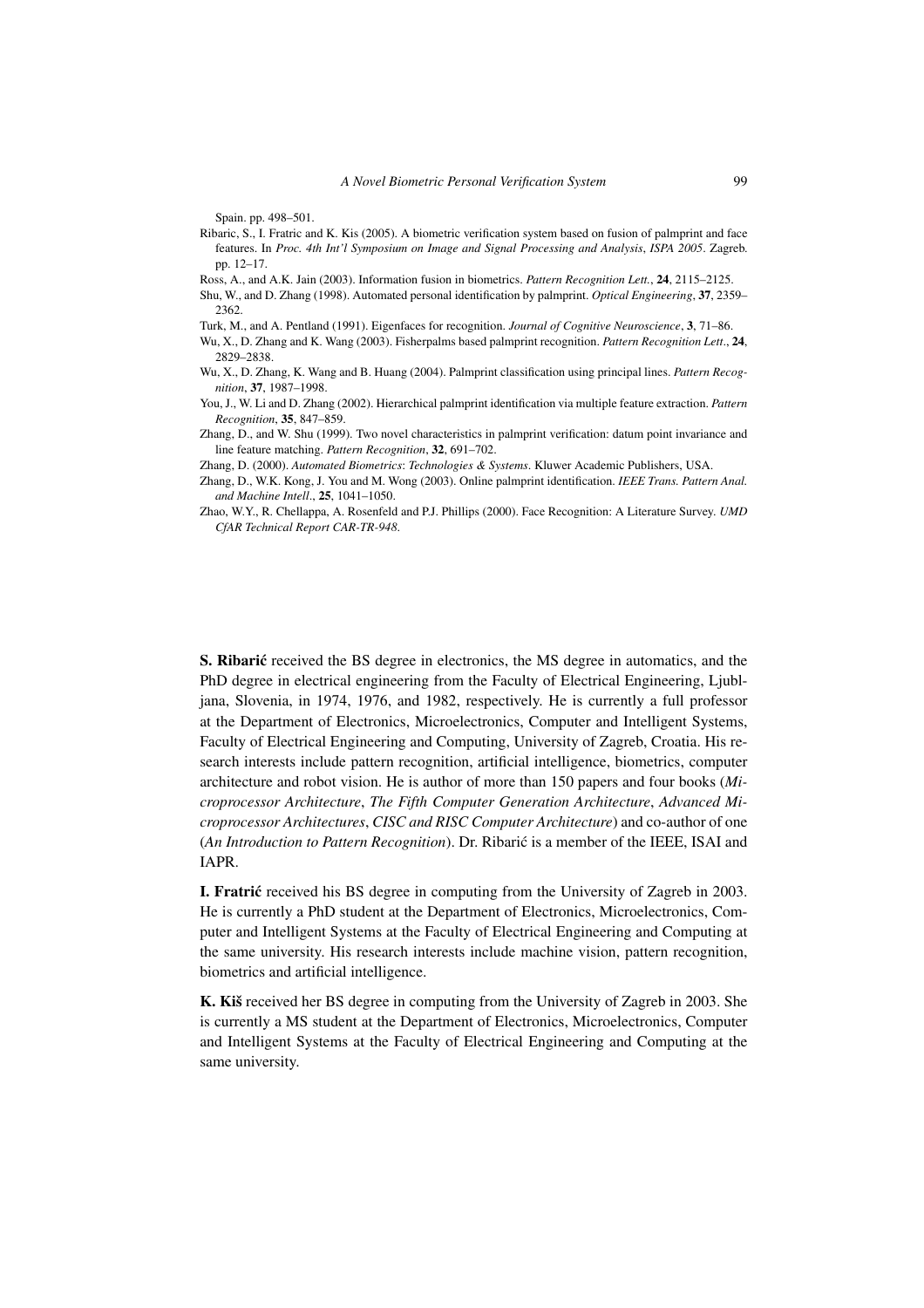Spain. pp. 498–501.

Ribaric, S., I. Fratric and K. Kis (2005). A biometric verification system based on fusion of palmprint and face features. In *Proc. 4th Int'l Symposium on Image and Signal Processing and Analysis, ISPA 2005*. Zagreb. pp. 12–17.

Ross, A., and A.K. Jain (2003). Information fusion in biometrics. *Pattern Recognition Lett.*, **24**, 2115–2125.

Shu, W., and D. Zhang (1998). Automated personal identification by palmprint. *Optical Engineering*, **37**, 2359–2362.

Turk, M., and A. Pentland (1991). Eigenfaces for recognition. *Journal of Cognitive Neuroscience*, **3**, 71–86.

Wu, X., D. Zhang and K. Wang (2003). Fisherpalms based palmprint recognition. *Pattern Recognition Lett.*, **24**, 2829–2838.

Wu, X., D. Zhang, K. Wang and B. Huang (2004). Palmprint classification using principal lines. *Pattern Recognition*, **37**, 1987–1998.

You, J., W. Li and D. Zhang (2002). Hierarchical palmprint identification via multiple feature extraction. *Pattern Recognition*, **35**, 847–859.

Zhang, D., and W. Shu (1999). Two novel characteristics in palmprint verification: datum point invariance and line feature matching. *Pattern Recognition*, **32**, 691–702.

Zhang, D. (2000). *Automated Biometrics: Technologies & Systems*. Kluwer Academic Publishers, USA.

Zhang, D., W.K. Kong, J. You and M. Wong (2003). Online palmprint identification. *IEEE Trans. Pattern Anal. and Machine Intell.*, **25**, 1041–1050.

Zhao, W.Y., R. Chellappa, A. Rosenfeld and P.J. Phillips (2000). Face Recognition: A Literature Survey. *UMD CfAR Technical Report CAR-TR-948*.

**S. Ribarić** received the BS degree in electronics, the MS degree in automatics, and the PhD degree in electrical engineering from the Faculty of Electrical Engineering, Ljubljana, Slovenia, in 1974, 1976, and 1982, respectively. He is currently a full professor at the Department of Electronics, Microelectronics, Computer and Intelligent Systems, Faculty of Electrical Engineering and Computing, University of Zagreb, Croatia. His research interests include pattern recognition, artificial intelligence, biometrics, computer architecture and robot vision. He is author of more than 150 papers and four books (*Microprocessor Architecture*, *The Fifth Computer Generation Architecture*, *Advanced Microprocessor Architectures*, *CISC and RISC Computer Architecture*) and co-author of one (*An Introduction to Pattern Recognition*). Dr. Ribarić is a member of the IEEE, ISAI and IAPR.

**I. Fratrić** received his BS degree in computing from the University of Zagreb in 2003. He is currently a PhD student at the Department of Electronics, Microelectronics, Computer and Intelligent Systems at the Faculty of Electrical Engineering and Computing at the same university. His research interests include machine vision, pattern recognition, biometrics and artificial intelligence.

**K. Kiš** received her BS degree in computing from the University of Zagreb in 2003. She is currently a MS student at the Department of Electronics, Microelectronics, Computer and Intelligent Systems at the Faculty of Electrical Engineering and Computing at the same university.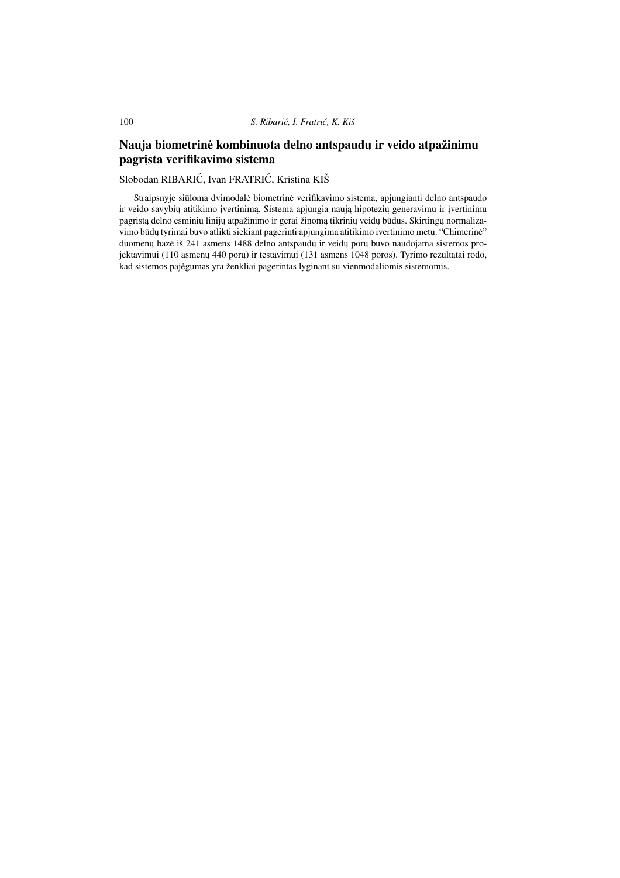## Nauja biometrinė kombinuota delno antspaudų ir veido atpažinimu pagrįsta verifikavimo sistema

Slobodan RIBARIĆ, Ivan FRATRIĆ, Kristina KIŠ

Straipsnyje siūloma dvimodalė biometrinė verifikavimo sistema, apjungianti delno antspaudo ir veido savybių atitikimo įvertinimą. Sistema apjungia naują hipotezių generavimu ir įvertinimu pagrįstą delno esminių linijų atpažinimo ir gerai žinomą tikrinių veidų būdus. Skirtingų normalizavimo būdų tyrimai buvo atlikti siekiant pagerinti apjungimą atitikimo įvertinimo metu. "Chimerinė" duomenų bazė iš 241 asmens 1488 delno antspaudų ir veidų porų buvo naudojama sistemos projektavimui (110 asmenų 440 porų) ir testavimui (131 asmens 1048 poros). Tyrimo rezultatai rodo, kad sistemos pajėgumas yra ženkliai pagerintas lyginant su vienmodaliomis sistemomis.